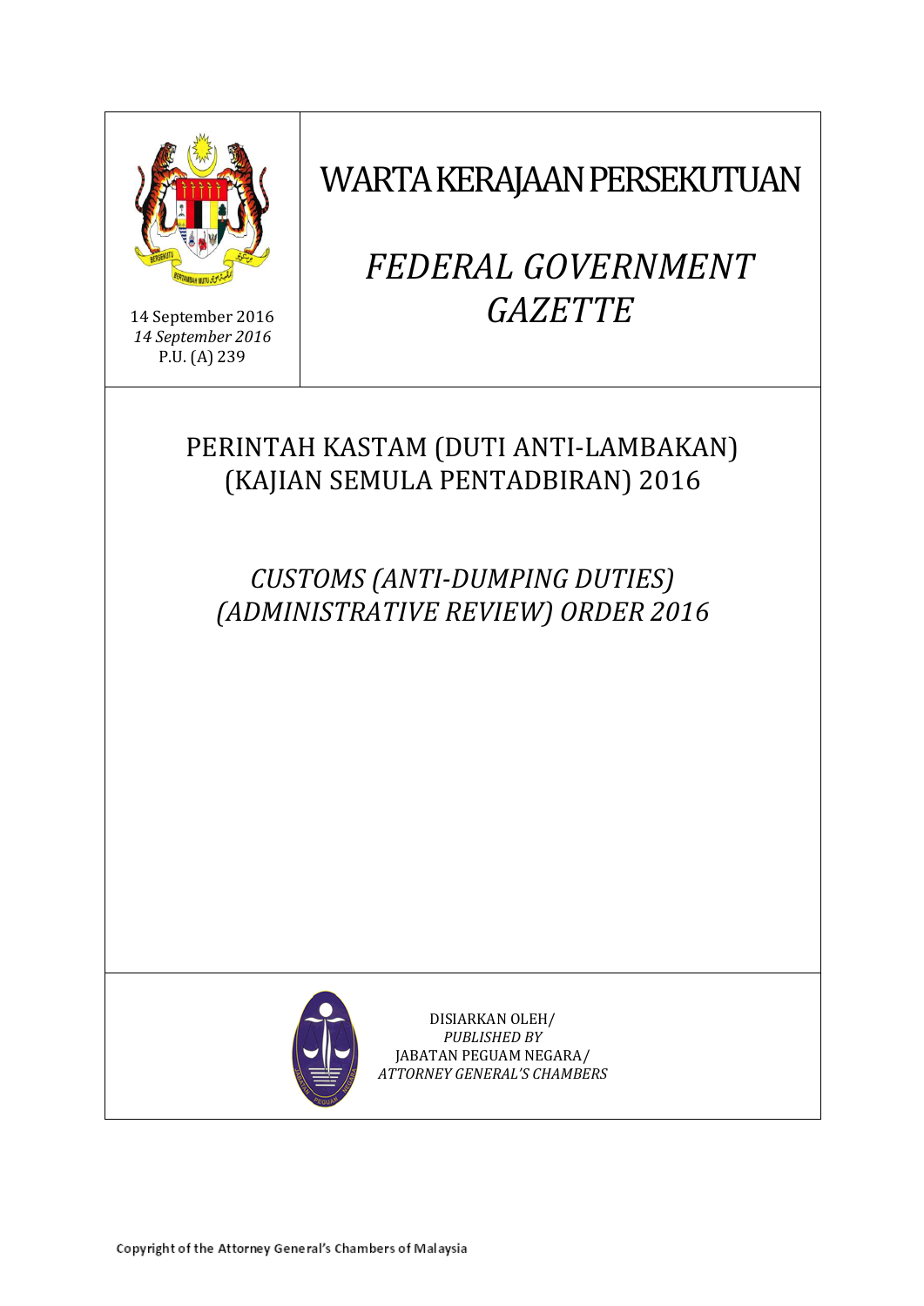14 September 2016
*14 September 2016*
P.U. (A) 239

# WARTA KERAJAAN PERSEKUTUAN

# *FEDERAL GOVERNMENT GAZETTE*

## PERINTAH KASTAM (DUTI ANTI-LAMBAKAN) (KAJIAN SEMULA PENTADBIRAN) 2016

## *CUSTOMS (ANTI-DUMPING DUTIES) (ADMINISTRATIVE REVIEW) ORDER 2016*

DISIARKAN OLEH/
*PUBLISHED BY*
JABATAN PEGUAM NEGARA/
*ATTORNEY GENERAL'S CHAMBERS*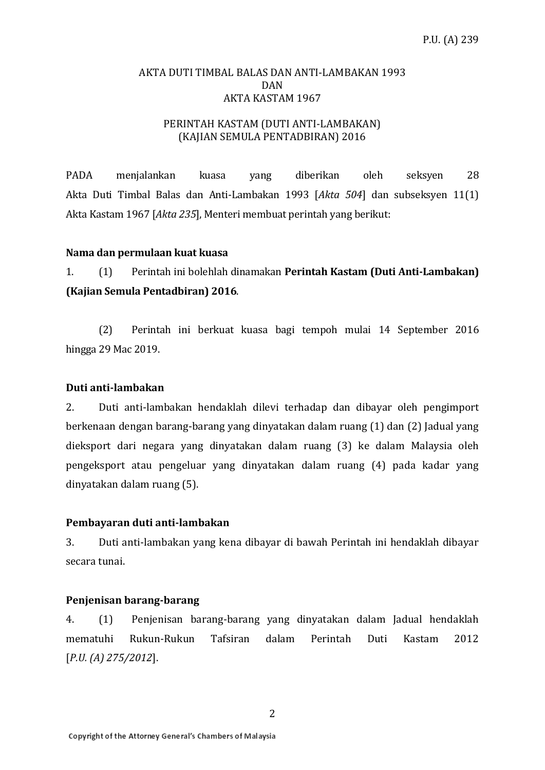P.U. (A) 239

AKTA DUTI TIMBAL BALAS DAN ANTI-LAMBAKAN 1993
DAN
AKTA KASTAM 1967

PERINTAH KASTAM (DUTI ANTI-LAMBAKAN)
(KAJIAN SEMULA PENTADBIRAN) 2016

PADA menjalankan kuasa yang diberikan oleh seksyen 28 Akta Duti Timbal Balas dan Anti-Lambakan 1993 [*Akta 504*] dan subseksyen 11(1) Akta Kastam 1967 [*Akta 235*], Menteri membuat perintah yang berikut:

**Nama dan permulaan kuat kuasa**

1. (1) Perintah ini bolehlah dinamakan **Perintah Kastam (Duti Anti-Lambakan) (Kajian Semula Pentadbiran) 2016**.

(2) Perintah ini berkuat kuasa bagi tempoh mulai 14 September 2016 hingga 29 Mac 2019.

**Duti anti-lambakan**

2. Duti anti-lambakan hendaklah dilevi terhadap dan dibayar oleh pengimport berkenaan dengan barang-barang yang dinyatakan dalam ruang (1) dan (2) Jadual yang dieksport dari negara yang dinyatakan dalam ruang (3) ke dalam Malaysia oleh pengeksport atau pengeluar yang dinyatakan dalam ruang (4) pada kadar yang dinyatakan dalam ruang (5).

**Pembayaran duti anti-lambakan**

3. Duti anti-lambakan yang kena dibayar di bawah Perintah ini hendaklah dibayar secara tunai.

**Penjenisan barang-barang**

4. (1) Penjenisan barang-barang yang dinyatakan dalam Jadual hendaklah mematuhi Rukun-Rukun Tafsiran dalam Perintah Duti Kastam 2012 [*P.U. (A) 275/2012*].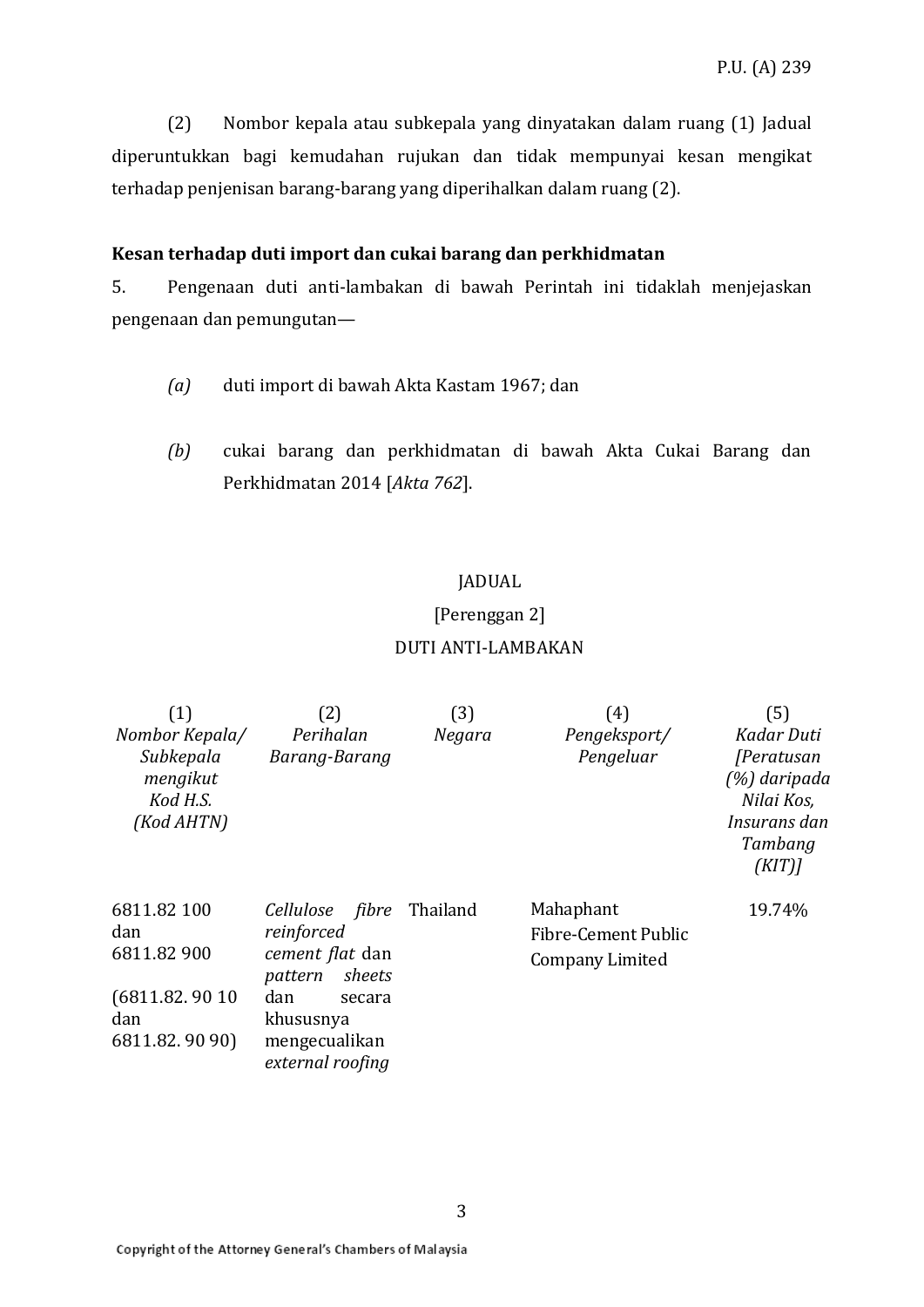(2) Nombor kepala atau subkepala yang dinyatakan dalam ruang (1) Jadual diperuntukkan bagi kemudahan rujukan dan tidak mempunyai kesan mengikat terhadap penjenisan barang-barang yang diperihalkan dalam ruang (2).

**Kesan terhadap duti import dan cukai barang dan perkhidmatan**

5. Pengenaan duti anti-lambakan di bawah Perintah ini tidaklah menjejaskan pengenaan dan pemungutan—

*(a)* duti import di bawah Akta Kastam 1967; dan

*(b)* cukai barang dan perkhidmatan di bawah Akta Cukai Barang dan Perkhidmatan 2014 [*Akta 762*].

JADUAL

[Perenggan 2]

DUTI ANTI-LAMBAKAN

| (1) *Nombor Kepala/ Subkepala mengikut Kod H.S. (Kod AHTN)* | (2) *Perihalan Barang-Barang* | (3) *Negara* | (4) *Pengeksport/ Pengeluar* | (5) *Kadar Duti [Peratusan (%) daripada Nilai Kos, Insurans dan Tambang (KIT)]* |
|---|---|---|---|---|
| 6811.82 100 dan 6811.82 900 (6811.82. 90 10 dan 6811.82. 90 90) | *Cellulose fibre reinforced cement flat* dan *pattern sheets* dan secara khususnya mengecualikan *external roofing* | Thailand | Mahaphant Fibre-Cement Public Company Limited | 19.74% |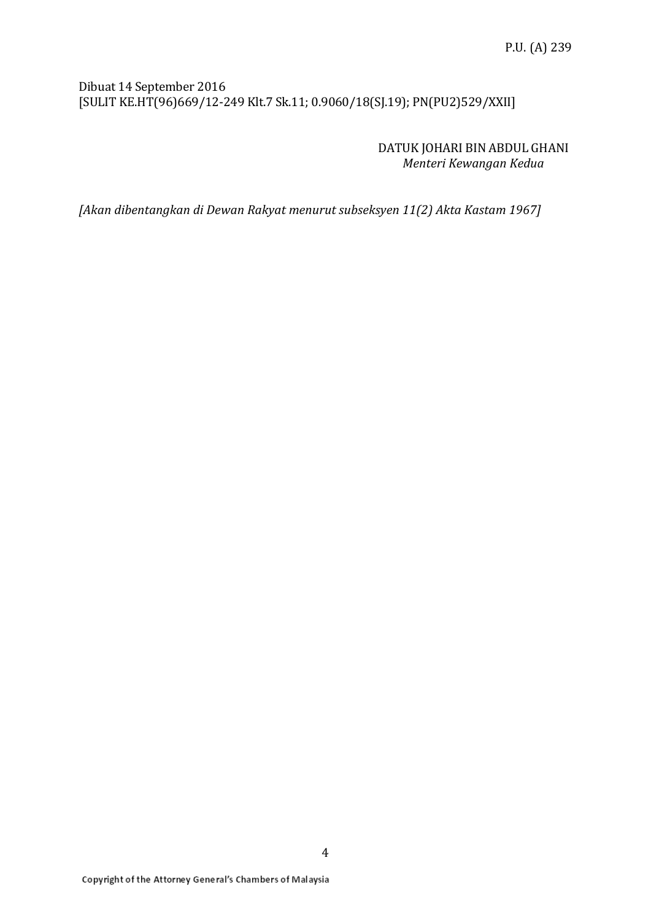Dibuat 14 September 2016
[SULIT KE.HT(96)669/12-249 Klt.7 Sk.11; 0.9060/18(SJ.19); PN(PU2)529/XXII]

DATUK JOHARI BIN ABDUL GHANI
*Menteri Kewangan Kedua*

*[Akan dibentangkan di Dewan Rakyat menurut subseksyen 11(2) Akta Kastam 1967]*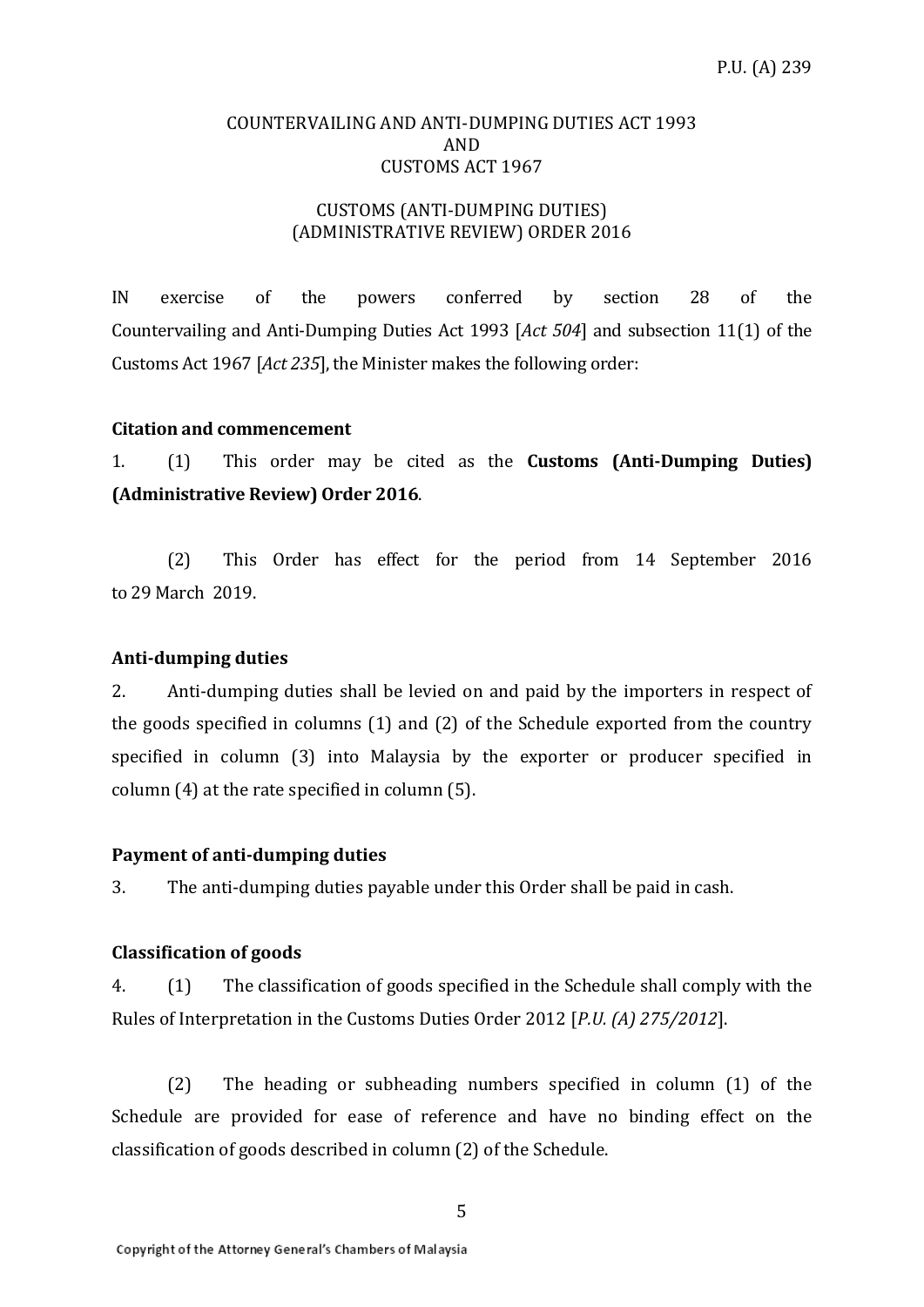P.U. (A) 239

COUNTERVAILING AND ANTI-DUMPING DUTIES ACT 1993
AND
CUSTOMS ACT 1967

CUSTOMS (ANTI-DUMPING DUTIES)
(ADMINISTRATIVE REVIEW) ORDER 2016

IN exercise of the powers conferred by section 28 of the Countervailing and Anti-Dumping Duties Act 1993 [*Act 504*] and subsection 11(1) of the Customs Act 1967 [*Act 235*], the Minister makes the following order:

**Citation and commencement**

1. (1) This order may be cited as the **Customs (Anti-Dumping Duties) (Administrative Review) Order 2016**.

(2) This Order has effect for the period from 14 September 2016 to 29 March 2019.

**Anti-dumping duties**

2. Anti-dumping duties shall be levied on and paid by the importers in respect of the goods specified in columns (1) and (2) of the Schedule exported from the country specified in column (3) into Malaysia by the exporter or producer specified in column (4) at the rate specified in column (5).

**Payment of anti-dumping duties**

3. The anti-dumping duties payable under this Order shall be paid in cash.

**Classification of goods**

4. (1) The classification of goods specified in the Schedule shall comply with the Rules of Interpretation in the Customs Duties Order 2012 [*P.U. (A) 275/2012*].

(2) The heading or subheading numbers specified in column (1) of the Schedule are provided for ease of reference and have no binding effect on the classification of goods described in column (2) of the Schedule.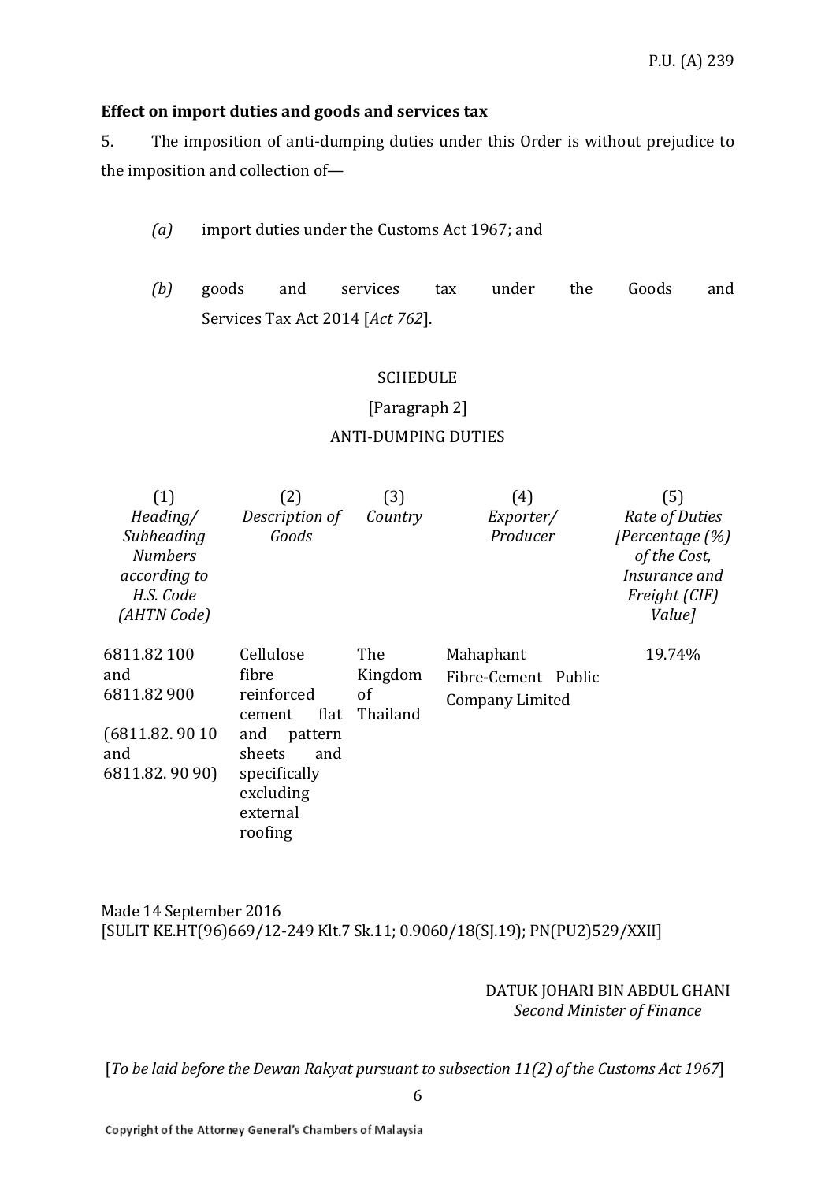### Effect on import duties and goods and services tax

5. The imposition of anti-dumping duties under this Order is without prejudice to the imposition and collection of—

*(a)* import duties under the Customs Act 1967; and

*(b)* goods and services tax under the Goods and Services Tax Act 2014 [*Act 762*].

SCHEDULE

[Paragraph 2]

ANTI-DUMPING DUTIES

| (1) *Heading/ Subheading Numbers according to H.S. Code (AHTN Code)* | (2) *Description of Goods* | (3) *Country* | (4) *Exporter/ Producer* | (5) *Rate of Duties [Percentage (%) of the Cost, Insurance and Freight (CIF) Value]* |
|---|---|---|---|---|
| 6811.82 100 and 6811.82 900 (6811.82. 90 10 and 6811.82. 90 90) | Cellulose fibre reinforced cement flat and pattern sheets and specifically excluding external roofing | The Kingdom of Thailand | Mahaphant Fibre-Cement Public Company Limited | 19.74% |

Made 14 September 2016
[SULIT KE.HT(96)669/12-249 Klt.7 Sk.11; 0.9060/18(SJ.19); PN(PU2)529/XXII]

DATUK JOHARI BIN ABDUL GHANI
*Second Minister of Finance*

[*To be laid before the Dewan Rakyat pursuant to subsection 11(2) of the Customs Act 1967*]